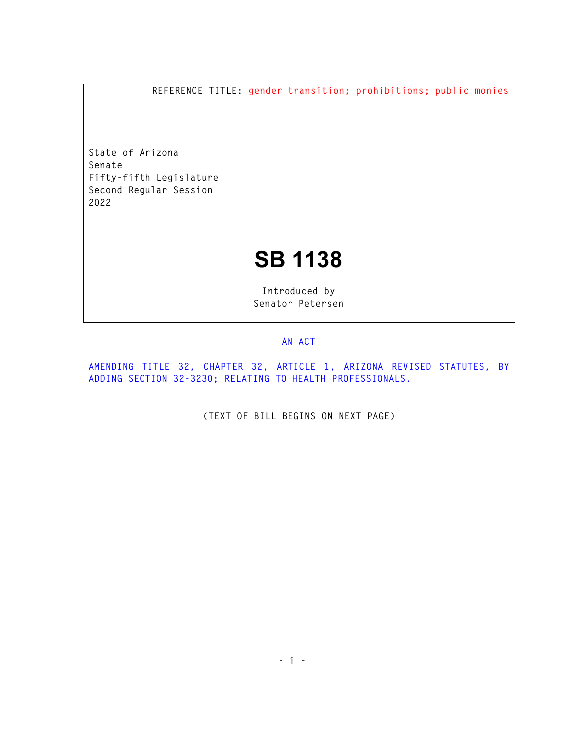REFERENCE TITLE: gender transition; prohibitions; public monies

State of Arizona
Senate
Fifty-fifth Legislature
Second Regular Session
2022

# SB 1138

Introduced by
Senator Petersen

AN ACT

AMENDING TITLE 32, CHAPTER 32, ARTICLE 1, ARIZONA REVISED STATUTES, BY ADDING SECTION 32-3230; RELATING TO HEALTH PROFESSIONALS.

(TEXT OF BILL BEGINS ON NEXT PAGE)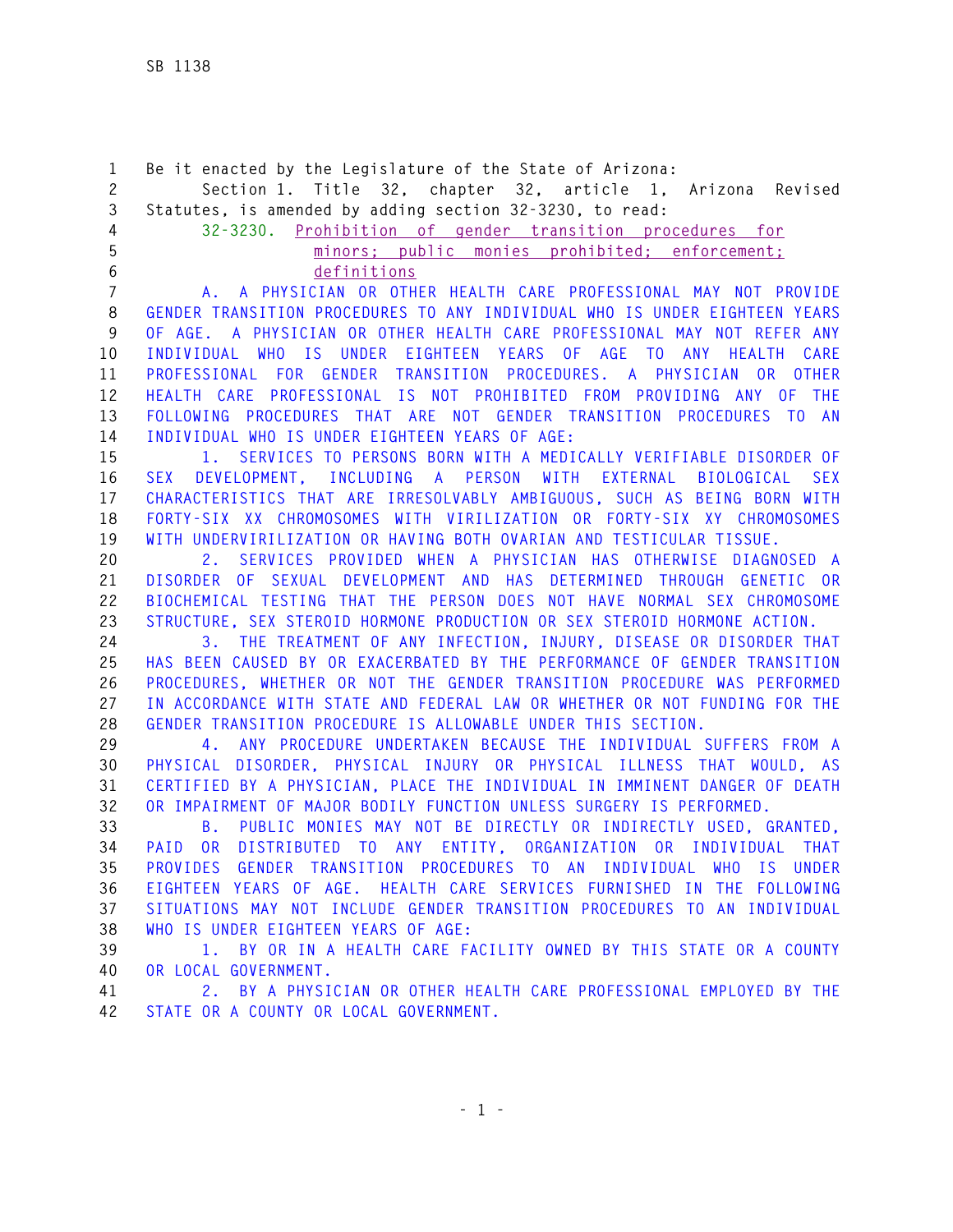Be it enacted by the Legislature of the State of Arizona:

Section 1. Title 32, chapter 32, article 1, Arizona Revised Statutes, is amended by adding section 32-3230, to read:

32-3230. Prohibition of gender transition procedures for minors; public monies prohibited; enforcement; definitions

A. A PHYSICIAN OR OTHER HEALTH CARE PROFESSIONAL MAY NOT PROVIDE GENDER TRANSITION PROCEDURES TO ANY INDIVIDUAL WHO IS UNDER EIGHTEEN YEARS OF AGE. A PHYSICIAN OR OTHER HEALTH CARE PROFESSIONAL MAY NOT REFER ANY INDIVIDUAL WHO IS UNDER EIGHTEEN YEARS OF AGE TO ANY HEALTH CARE PROFESSIONAL FOR GENDER TRANSITION PROCEDURES. A PHYSICIAN OR OTHER HEALTH CARE PROFESSIONAL IS NOT PROHIBITED FROM PROVIDING ANY OF THE FOLLOWING PROCEDURES THAT ARE NOT GENDER TRANSITION PROCEDURES TO AN INDIVIDUAL WHO IS UNDER EIGHTEEN YEARS OF AGE:

1. SERVICES TO PERSONS BORN WITH A MEDICALLY VERIFIABLE DISORDER OF SEX DEVELOPMENT, INCLUDING A PERSON WITH EXTERNAL BIOLOGICAL SEX CHARACTERISTICS THAT ARE IRRESOLVABLY AMBIGUOUS, SUCH AS BEING BORN WITH FORTY-SIX XX CHROMOSOMES WITH VIRILIZATION OR FORTY-SIX XY CHROMOSOMES WITH UNDERVIRILIZATION OR HAVING BOTH OVARIAN AND TESTICULAR TISSUE.

2. SERVICES PROVIDED WHEN A PHYSICIAN HAS OTHERWISE DIAGNOSED A DISORDER OF SEXUAL DEVELOPMENT AND HAS DETERMINED THROUGH GENETIC OR BIOCHEMICAL TESTING THAT THE PERSON DOES NOT HAVE NORMAL SEX CHROMOSOME STRUCTURE, SEX STEROID HORMONE PRODUCTION OR SEX STEROID HORMONE ACTION.

3. THE TREATMENT OF ANY INFECTION, INJURY, DISEASE OR DISORDER THAT HAS BEEN CAUSED BY OR EXACERBATED BY THE PERFORMANCE OF GENDER TRANSITION PROCEDURES, WHETHER OR NOT THE GENDER TRANSITION PROCEDURE WAS PERFORMED IN ACCORDANCE WITH STATE AND FEDERAL LAW OR WHETHER OR NOT FUNDING FOR THE GENDER TRANSITION PROCEDURE IS ALLOWABLE UNDER THIS SECTION.

4. ANY PROCEDURE UNDERTAKEN BECAUSE THE INDIVIDUAL SUFFERS FROM A PHYSICAL DISORDER, PHYSICAL INJURY OR PHYSICAL ILLNESS THAT WOULD, AS CERTIFIED BY A PHYSICIAN, PLACE THE INDIVIDUAL IN IMMINENT DANGER OF DEATH OR IMPAIRMENT OF MAJOR BODILY FUNCTION UNLESS SURGERY IS PERFORMED.

B. PUBLIC MONIES MAY NOT BE DIRECTLY OR INDIRECTLY USED, GRANTED, PAID OR DISTRIBUTED TO ANY ENTITY, ORGANIZATION OR INDIVIDUAL THAT PROVIDES GENDER TRANSITION PROCEDURES TO AN INDIVIDUAL WHO IS UNDER EIGHTEEN YEARS OF AGE. HEALTH CARE SERVICES FURNISHED IN THE FOLLOWING SITUATIONS MAY NOT INCLUDE GENDER TRANSITION PROCEDURES TO AN INDIVIDUAL WHO IS UNDER EIGHTEEN YEARS OF AGE:

1. BY OR IN A HEALTH CARE FACILITY OWNED BY THIS STATE OR A COUNTY OR LOCAL GOVERNMENT.

2. BY A PHYSICIAN OR OTHER HEALTH CARE PROFESSIONAL EMPLOYED BY THE STATE OR A COUNTY OR LOCAL GOVERNMENT.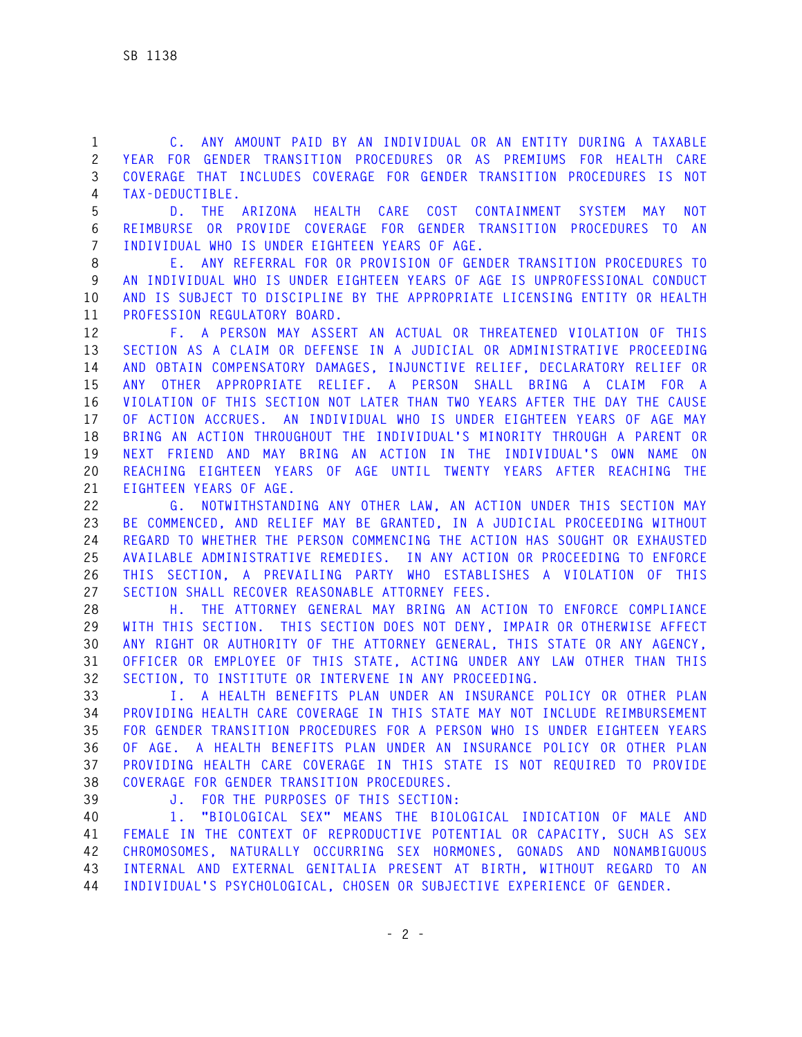C. ANY AMOUNT PAID BY AN INDIVIDUAL OR AN ENTITY DURING A TAXABLE YEAR FOR GENDER TRANSITION PROCEDURES OR AS PREMIUMS FOR HEALTH CARE COVERAGE THAT INCLUDES COVERAGE FOR GENDER TRANSITION PROCEDURES IS NOT TAX-DEDUCTIBLE.

D. THE ARIZONA HEALTH CARE COST CONTAINMENT SYSTEM MAY NOT REIMBURSE OR PROVIDE COVERAGE FOR GENDER TRANSITION PROCEDURES TO AN INDIVIDUAL WHO IS UNDER EIGHTEEN YEARS OF AGE.

E. ANY REFERRAL FOR OR PROVISION OF GENDER TRANSITION PROCEDURES TO AN INDIVIDUAL WHO IS UNDER EIGHTEEN YEARS OF AGE IS UNPROFESSIONAL CONDUCT AND IS SUBJECT TO DISCIPLINE BY THE APPROPRIATE LICENSING ENTITY OR HEALTH PROFESSION REGULATORY BOARD.

F. A PERSON MAY ASSERT AN ACTUAL OR THREATENED VIOLATION OF THIS SECTION AS A CLAIM OR DEFENSE IN A JUDICIAL OR ADMINISTRATIVE PROCEEDING AND OBTAIN COMPENSATORY DAMAGES, INJUNCTIVE RELIEF, DECLARATORY RELIEF OR ANY OTHER APPROPRIATE RELIEF. A PERSON SHALL BRING A CLAIM FOR A VIOLATION OF THIS SECTION NOT LATER THAN TWO YEARS AFTER THE DAY THE CAUSE OF ACTION ACCRUES. AN INDIVIDUAL WHO IS UNDER EIGHTEEN YEARS OF AGE MAY BRING AN ACTION THROUGHOUT THE INDIVIDUAL'S MINORITY THROUGH A PARENT OR NEXT FRIEND AND MAY BRING AN ACTION IN THE INDIVIDUAL'S OWN NAME ON REACHING EIGHTEEN YEARS OF AGE UNTIL TWENTY YEARS AFTER REACHING THE EIGHTEEN YEARS OF AGE.

G. NOTWITHSTANDING ANY OTHER LAW, AN ACTION UNDER THIS SECTION MAY BE COMMENCED, AND RELIEF MAY BE GRANTED, IN A JUDICIAL PROCEEDING WITHOUT REGARD TO WHETHER THE PERSON COMMENCING THE ACTION HAS SOUGHT OR EXHAUSTED AVAILABLE ADMINISTRATIVE REMEDIES. IN ANY ACTION OR PROCEEDING TO ENFORCE THIS SECTION, A PREVAILING PARTY WHO ESTABLISHES A VIOLATION OF THIS SECTION SHALL RECOVER REASONABLE ATTORNEY FEES.

H. THE ATTORNEY GENERAL MAY BRING AN ACTION TO ENFORCE COMPLIANCE WITH THIS SECTION. THIS SECTION DOES NOT DENY, IMPAIR OR OTHERWISE AFFECT ANY RIGHT OR AUTHORITY OF THE ATTORNEY GENERAL, THIS STATE OR ANY AGENCY, OFFICER OR EMPLOYEE OF THIS STATE, ACTING UNDER ANY LAW OTHER THAN THIS SECTION, TO INSTITUTE OR INTERVENE IN ANY PROCEEDING.

I. A HEALTH BENEFITS PLAN UNDER AN INSURANCE POLICY OR OTHER PLAN PROVIDING HEALTH CARE COVERAGE IN THIS STATE MAY NOT INCLUDE REIMBURSEMENT FOR GENDER TRANSITION PROCEDURES FOR A PERSON WHO IS UNDER EIGHTEEN YEARS OF AGE. A HEALTH BENEFITS PLAN UNDER AN INSURANCE POLICY OR OTHER PLAN PROVIDING HEALTH CARE COVERAGE IN THIS STATE IS NOT REQUIRED TO PROVIDE COVERAGE FOR GENDER TRANSITION PROCEDURES.

J. FOR THE PURPOSES OF THIS SECTION:

1. "BIOLOGICAL SEX" MEANS THE BIOLOGICAL INDICATION OF MALE AND FEMALE IN THE CONTEXT OF REPRODUCTIVE POTENTIAL OR CAPACITY, SUCH AS SEX CHROMOSOMES, NATURALLY OCCURRING SEX HORMONES, GONADS AND NONAMBIGUOUS INTERNAL AND EXTERNAL GENITALIA PRESENT AT BIRTH, WITHOUT REGARD TO AN INDIVIDUAL'S PSYCHOLOGICAL, CHOSEN OR SUBJECTIVE EXPERIENCE OF GENDER.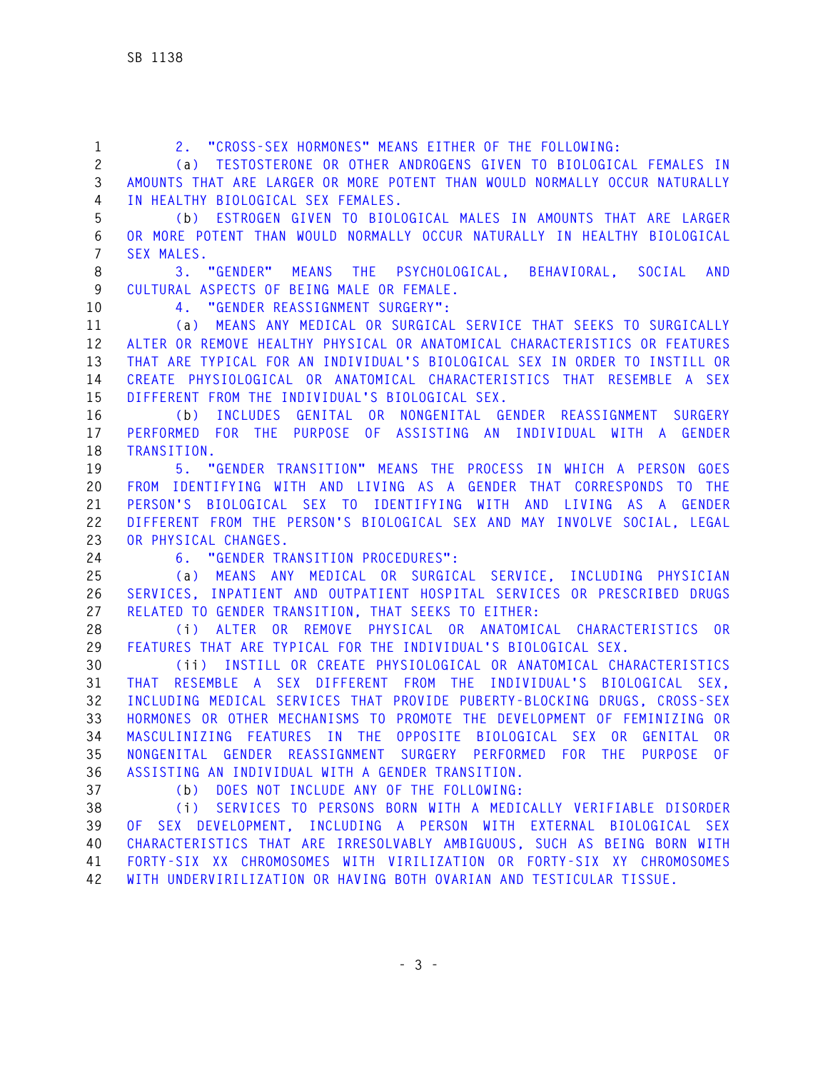2. "CROSS-SEX HORMONES" MEANS EITHER OF THE FOLLOWING:

(a) TESTOSTERONE OR OTHER ANDROGENS GIVEN TO BIOLOGICAL FEMALES IN AMOUNTS THAT ARE LARGER OR MORE POTENT THAN WOULD NORMALLY OCCUR NATURALLY IN HEALTHY BIOLOGICAL SEX FEMALES.

(b) ESTROGEN GIVEN TO BIOLOGICAL MALES IN AMOUNTS THAT ARE LARGER OR MORE POTENT THAN WOULD NORMALLY OCCUR NATURALLY IN HEALTHY BIOLOGICAL SEX MALES.

3. "GENDER" MEANS THE PSYCHOLOGICAL, BEHAVIORAL, SOCIAL AND CULTURAL ASPECTS OF BEING MALE OR FEMALE.

4. "GENDER REASSIGNMENT SURGERY":

(a) MEANS ANY MEDICAL OR SURGICAL SERVICE THAT SEEKS TO SURGICALLY ALTER OR REMOVE HEALTHY PHYSICAL OR ANATOMICAL CHARACTERISTICS OR FEATURES THAT ARE TYPICAL FOR AN INDIVIDUAL'S BIOLOGICAL SEX IN ORDER TO INSTILL OR CREATE PHYSIOLOGICAL OR ANATOMICAL CHARACTERISTICS THAT RESEMBLE A SEX DIFFERENT FROM THE INDIVIDUAL'S BIOLOGICAL SEX.

(b) INCLUDES GENITAL OR NONGENITAL GENDER REASSIGNMENT SURGERY PERFORMED FOR THE PURPOSE OF ASSISTING AN INDIVIDUAL WITH A GENDER TRANSITION.

5. "GENDER TRANSITION" MEANS THE PROCESS IN WHICH A PERSON GOES FROM IDENTIFYING WITH AND LIVING AS A GENDER THAT CORRESPONDS TO THE PERSON'S BIOLOGICAL SEX TO IDENTIFYING WITH AND LIVING AS A GENDER DIFFERENT FROM THE PERSON'S BIOLOGICAL SEX AND MAY INVOLVE SOCIAL, LEGAL OR PHYSICAL CHANGES.

6. "GENDER TRANSITION PROCEDURES":

(a) MEANS ANY MEDICAL OR SURGICAL SERVICE, INCLUDING PHYSICIAN SERVICES, INPATIENT AND OUTPATIENT HOSPITAL SERVICES OR PRESCRIBED DRUGS RELATED TO GENDER TRANSITION, THAT SEEKS TO EITHER:

(i) ALTER OR REMOVE PHYSICAL OR ANATOMICAL CHARACTERISTICS OR FEATURES THAT ARE TYPICAL FOR THE INDIVIDUAL'S BIOLOGICAL SEX.

(ii) INSTILL OR CREATE PHYSIOLOGICAL OR ANATOMICAL CHARACTERISTICS THAT RESEMBLE A SEX DIFFERENT FROM THE INDIVIDUAL'S BIOLOGICAL SEX, INCLUDING MEDICAL SERVICES THAT PROVIDE PUBERTY-BLOCKING DRUGS, CROSS-SEX HORMONES OR OTHER MECHANISMS TO PROMOTE THE DEVELOPMENT OF FEMINIZING OR MASCULINIZING FEATURES IN THE OPPOSITE BIOLOGICAL SEX OR GENITAL OR NONGENITAL GENDER REASSIGNMENT SURGERY PERFORMED FOR THE PURPOSE OF ASSISTING AN INDIVIDUAL WITH A GENDER TRANSITION.

(b) DOES NOT INCLUDE ANY OF THE FOLLOWING:

(i) SERVICES TO PERSONS BORN WITH A MEDICALLY VERIFIABLE DISORDER OF SEX DEVELOPMENT, INCLUDING A PERSON WITH EXTERNAL BIOLOGICAL SEX CHARACTERISTICS THAT ARE IRRESOLVABLY AMBIGUOUS, SUCH AS BEING BORN WITH FORTY-SIX XX CHROMOSOMES WITH VIRILIZATION OR FORTY-SIX XY CHROMOSOMES WITH UNDERVIRILIZATION OR HAVING BOTH OVARIAN AND TESTICULAR TISSUE.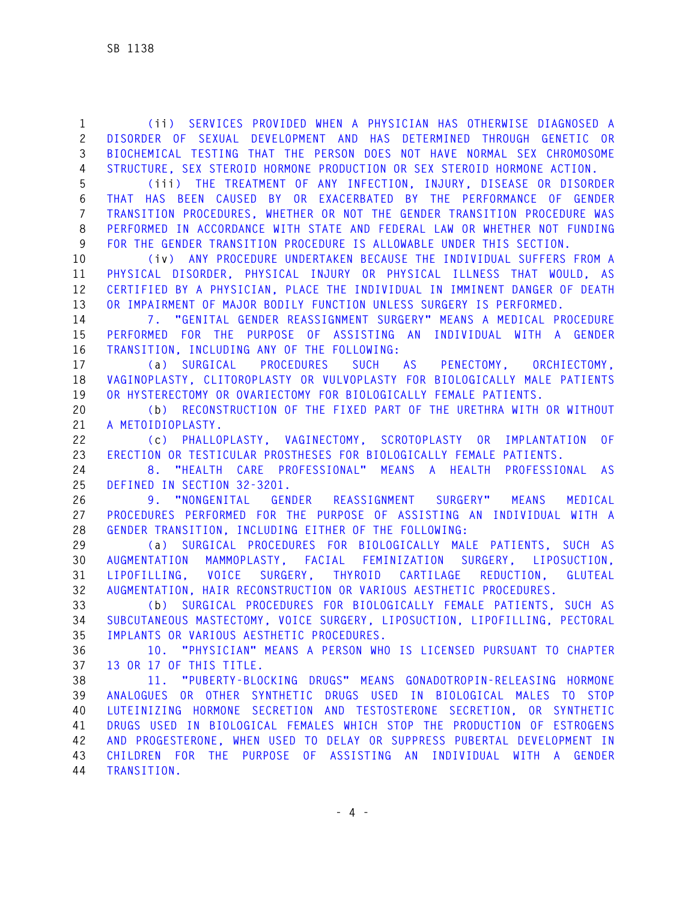(ii) SERVICES PROVIDED WHEN A PHYSICIAN HAS OTHERWISE DIAGNOSED A DISORDER OF SEXUAL DEVELOPMENT AND HAS DETERMINED THROUGH GENETIC OR BIOCHEMICAL TESTING THAT THE PERSON DOES NOT HAVE NORMAL SEX CHROMOSOME STRUCTURE, SEX STEROID HORMONE PRODUCTION OR SEX STEROID HORMONE ACTION.

(iii) THE TREATMENT OF ANY INFECTION, INJURY, DISEASE OR DISORDER THAT HAS BEEN CAUSED BY OR EXACERBATED BY THE PERFORMANCE OF GENDER TRANSITION PROCEDURES, WHETHER OR NOT THE GENDER TRANSITION PROCEDURE WAS PERFORMED IN ACCORDANCE WITH STATE AND FEDERAL LAW OR WHETHER NOT FUNDING FOR THE GENDER TRANSITION PROCEDURE IS ALLOWABLE UNDER THIS SECTION.

(iv) ANY PROCEDURE UNDERTAKEN BECAUSE THE INDIVIDUAL SUFFERS FROM A PHYSICAL DISORDER, PHYSICAL INJURY OR PHYSICAL ILLNESS THAT WOULD, AS CERTIFIED BY A PHYSICIAN, PLACE THE INDIVIDUAL IN IMMINENT DANGER OF DEATH OR IMPAIRMENT OF MAJOR BODILY FUNCTION UNLESS SURGERY IS PERFORMED.

7. "GENITAL GENDER REASSIGNMENT SURGERY" MEANS A MEDICAL PROCEDURE PERFORMED FOR THE PURPOSE OF ASSISTING AN INDIVIDUAL WITH A GENDER TRANSITION, INCLUDING ANY OF THE FOLLOWING:

(a) SURGICAL PROCEDURES SUCH AS PENECTOMY, ORCHIECTOMY, VAGINOPLASTY, CLITOROPLASTY OR VULVOPLASTY FOR BIOLOGICALLY MALE PATIENTS OR HYSTERECTOMY OR OVARIECTOMY FOR BIOLOGICALLY FEMALE PATIENTS.

(b) RECONSTRUCTION OF THE FIXED PART OF THE URETHRA WITH OR WITHOUT A METOIDIOPLASTY.

(c) PHALLOPLASTY, VAGINECTOMY, SCROTOPLASTY OR IMPLANTATION OF ERECTION OR TESTICULAR PROSTHESES FOR BIOLOGICALLY FEMALE PATIENTS.

8. "HEALTH CARE PROFESSIONAL" MEANS A HEALTH PROFESSIONAL AS DEFINED IN SECTION 32-3201.

9. "NONGENITAL GENDER REASSIGNMENT SURGERY" MEANS MEDICAL PROCEDURES PERFORMED FOR THE PURPOSE OF ASSISTING AN INDIVIDUAL WITH A GENDER TRANSITION, INCLUDING EITHER OF THE FOLLOWING:

(a) SURGICAL PROCEDURES FOR BIOLOGICALLY MALE PATIENTS, SUCH AS AUGMENTATION MAMMOPLASTY, FACIAL FEMINIZATION SURGERY, LIPOSUCTION, LIPOFILLING, VOICE SURGERY, THYROID CARTILAGE REDUCTION, GLUTEAL AUGMENTATION, HAIR RECONSTRUCTION OR VARIOUS AESTHETIC PROCEDURES.

(b) SURGICAL PROCEDURES FOR BIOLOGICALLY FEMALE PATIENTS, SUCH AS SUBCUTANEOUS MASTECTOMY, VOICE SURGERY, LIPOSUCTION, LIPOFILLING, PECTORAL IMPLANTS OR VARIOUS AESTHETIC PROCEDURES.

10. "PHYSICIAN" MEANS A PERSON WHO IS LICENSED PURSUANT TO CHAPTER 13 OR 17 OF THIS TITLE.

11. "PUBERTY-BLOCKING DRUGS" MEANS GONADOTROPIN-RELEASING HORMONE ANALOGUES OR OTHER SYNTHETIC DRUGS USED IN BIOLOGICAL MALES TO STOP LUTEINIZING HORMONE SECRETION AND TESTOSTERONE SECRETION, OR SYNTHETIC DRUGS USED IN BIOLOGICAL FEMALES WHICH STOP THE PRODUCTION OF ESTROGENS AND PROGESTERONE, WHEN USED TO DELAY OR SUPPRESS PUBERTAL DEVELOPMENT IN CHILDREN FOR THE PURPOSE OF ASSISTING AN INDIVIDUAL WITH A GENDER TRANSITION.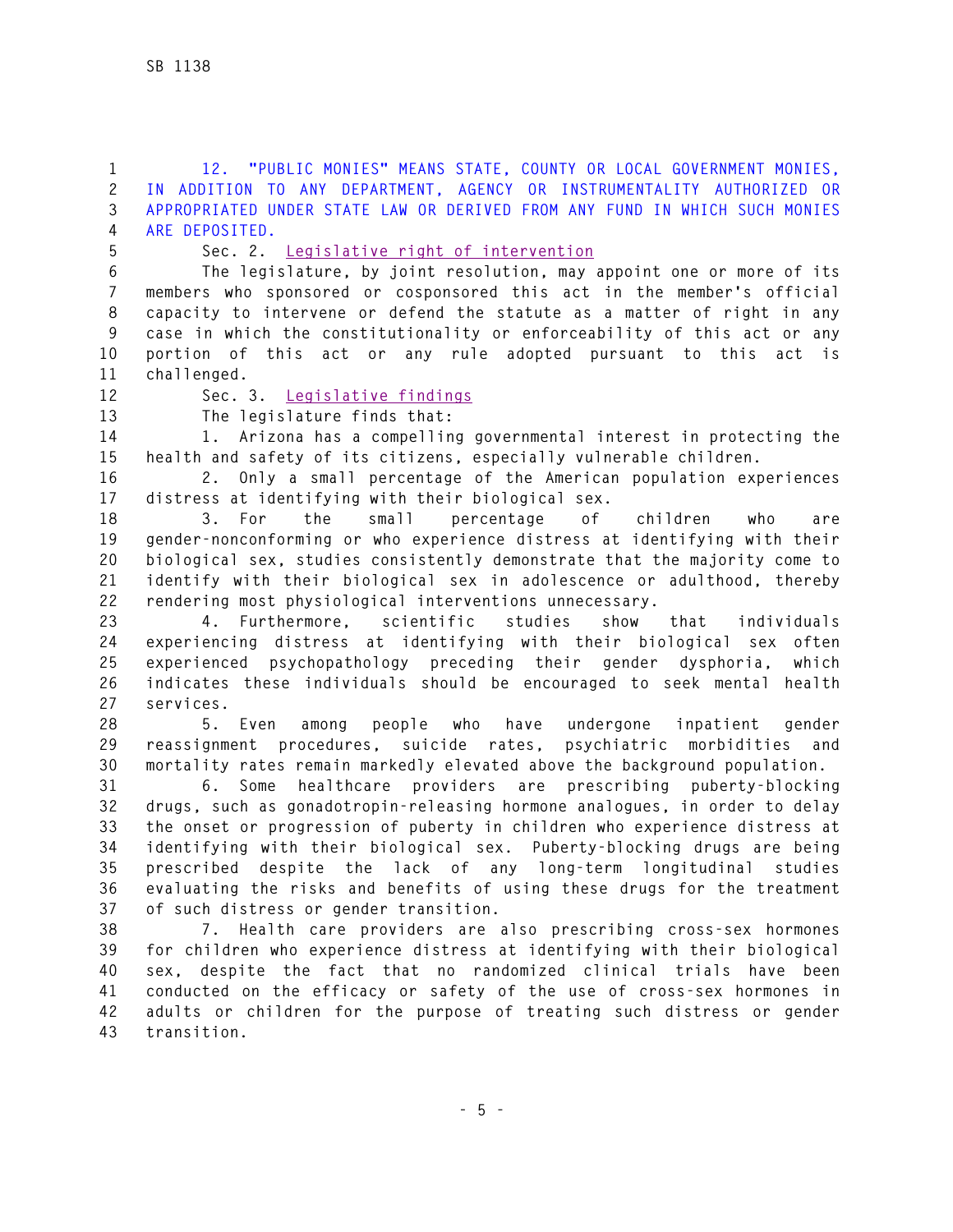12. "PUBLIC MONIES" MEANS STATE, COUNTY OR LOCAL GOVERNMENT MONIES, IN ADDITION TO ANY DEPARTMENT, AGENCY OR INSTRUMENTALITY AUTHORIZED OR APPROPRIATED UNDER STATE LAW OR DERIVED FROM ANY FUND IN WHICH SUCH MONIES ARE DEPOSITED.

Sec. 2. Legislative right of intervention

The legislature, by joint resolution, may appoint one or more of its members who sponsored or cosponsored this act in the member's official capacity to intervene or defend the statute as a matter of right in any case in which the constitutionality or enforceability of this act or any portion of this act or any rule adopted pursuant to this act is challenged.

Sec. 3. Legislative findings

The legislature finds that:

1. Arizona has a compelling governmental interest in protecting the health and safety of its citizens, especially vulnerable children.

2. Only a small percentage of the American population experiences distress at identifying with their biological sex.

3. For the small percentage of children who are gender-nonconforming or who experience distress at identifying with their biological sex, studies consistently demonstrate that the majority come to identify with their biological sex in adolescence or adulthood, thereby rendering most physiological interventions unnecessary.

4. Furthermore, scientific studies show that individuals experiencing distress at identifying with their biological sex often experienced psychopathology preceding their gender dysphoria, which indicates these individuals should be encouraged to seek mental health services.

5. Even among people who have undergone inpatient gender reassignment procedures, suicide rates, psychiatric morbidities and mortality rates remain markedly elevated above the background population.

6. Some healthcare providers are prescribing puberty-blocking drugs, such as gonadotropin-releasing hormone analogues, in order to delay the onset or progression of puberty in children who experience distress at identifying with their biological sex. Puberty-blocking drugs are being prescribed despite the lack of any long-term longitudinal studies evaluating the risks and benefits of using these drugs for the treatment of such distress or gender transition.

7. Health care providers are also prescribing cross-sex hormones for children who experience distress at identifying with their biological sex, despite the fact that no randomized clinical trials have been conducted on the efficacy or safety of the use of cross-sex hormones in adults or children for the purpose of treating such distress or gender transition.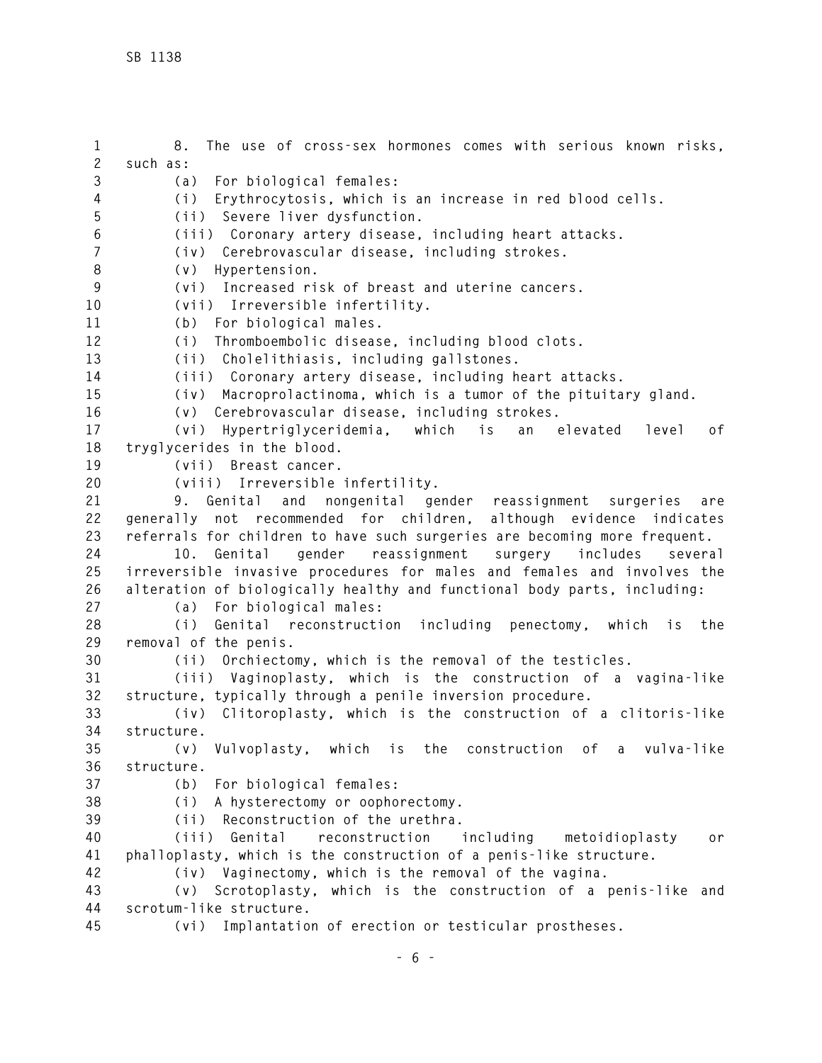8. The use of cross-sex hormones comes with serious known risks, such as:

(a) For biological females:

(i) Erythrocytosis, which is an increase in red blood cells.

(ii) Severe liver dysfunction.

(iii) Coronary artery disease, including heart attacks.

(iv) Cerebrovascular disease, including strokes.

(v) Hypertension.

(vi) Increased risk of breast and uterine cancers.

(vii) Irreversible infertility.

(b) For biological males.

(i) Thromboembolic disease, including blood clots.

(ii) Cholelithiasis, including gallstones.

(iii) Coronary artery disease, including heart attacks.

(iv) Macroprolactinoma, which is a tumor of the pituitary gland.

(v) Cerebrovascular disease, including strokes.

(vi) Hypertriglyceridemia, which is an elevated level of tryglycerides in the blood.

(vii) Breast cancer.

(viii) Irreversible infertility.

9. Genital and nongenital gender reassignment surgeries are generally not recommended for children, although evidence indicates referrals for children to have such surgeries are becoming more frequent.

10. Genital gender reassignment surgery includes several irreversible invasive procedures for males and females and involves the alteration of biologically healthy and functional body parts, including:

(a) For biological males:

(i) Genital reconstruction including penectomy, which is the removal of the penis.

(ii) Orchiectomy, which is the removal of the testicles.

(iii) Vaginoplasty, which is the construction of a vagina-like structure, typically through a penile inversion procedure.

(iv) Clitoroplasty, which is the construction of a clitoris-like structure.

(v) Vulvoplasty, which is the construction of a vulva-like structure.

(b) For biological females:

(i) A hysterectomy or oophorectomy.

(ii) Reconstruction of the urethra.

(iii) Genital reconstruction including metoidioplasty or phalloplasty, which is the construction of a penis-like structure.

(iv) Vaginectomy, which is the removal of the vagina.

(v) Scrotoplasty, which is the construction of a penis-like and scrotum-like structure.

(vi) Implantation of erection or testicular prostheses.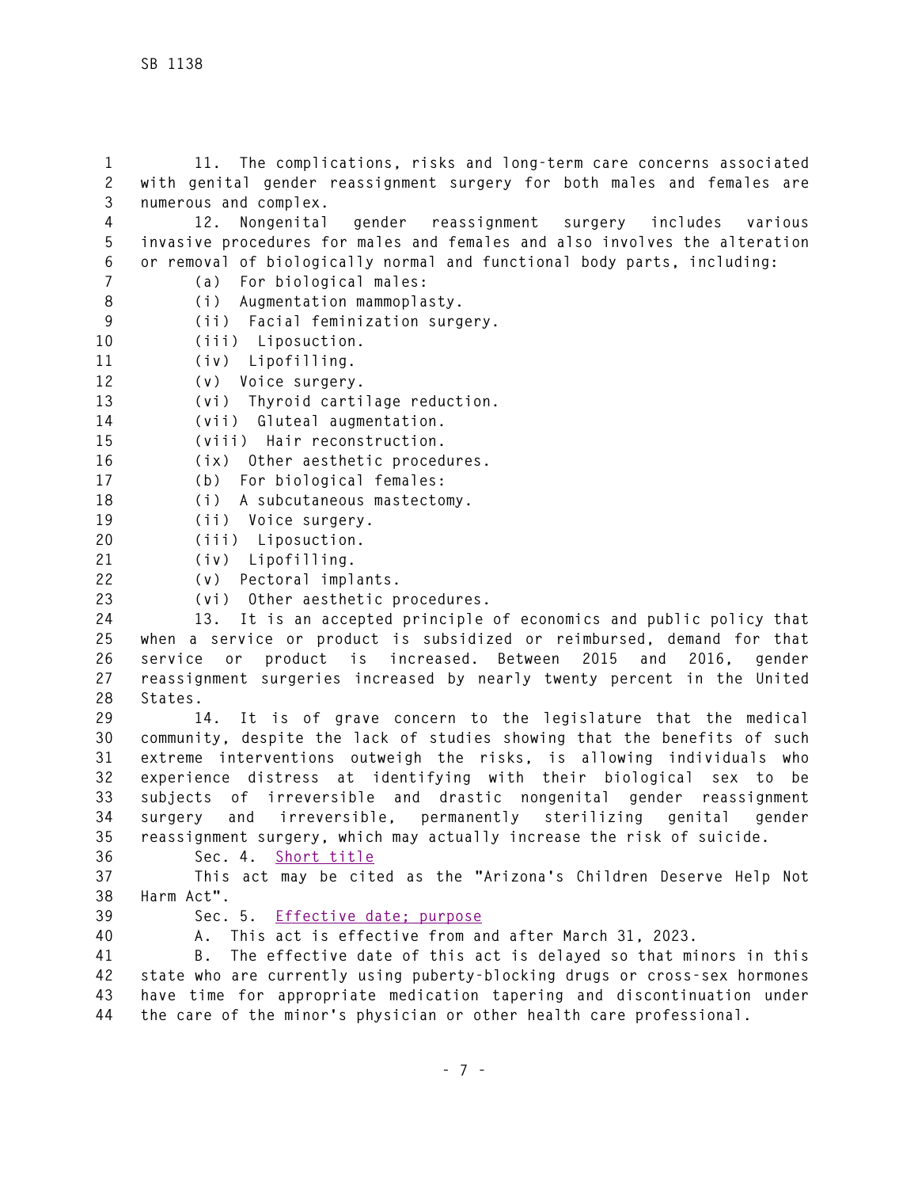11. The complications, risks and long-term care concerns associated with genital gender reassignment surgery for both males and females are numerous and complex.

12. Nongenital gender reassignment surgery includes various invasive procedures for males and females and also involves the alteration or removal of biologically normal and functional body parts, including:

(a) For biological males:

(i) Augmentation mammoplasty.

(ii) Facial feminization surgery.

(iii) Liposuction.

(iv) Lipofilling.

(v) Voice surgery.

(vi) Thyroid cartilage reduction.

(vii) Gluteal augmentation.

(viii) Hair reconstruction.

(ix) Other aesthetic procedures.

(b) For biological females:

(i) A subcutaneous mastectomy.

(ii) Voice surgery.

(iii) Liposuction.

(iv) Lipofilling.

(v) Pectoral implants.

(vi) Other aesthetic procedures.

13. It is an accepted principle of economics and public policy that when a service or product is subsidized or reimbursed, demand for that service or product is increased. Between 2015 and 2016, gender reassignment surgeries increased by nearly twenty percent in the United States.

14. It is of grave concern to the legislature that the medical community, despite the lack of studies showing that the benefits of such extreme interventions outweigh the risks, is allowing individuals who experience distress at identifying with their biological sex to be subjects of irreversible and drastic nongenital gender reassignment surgery and irreversible, permanently sterilizing genital gender reassignment surgery, which may actually increase the risk of suicide.

Sec. 4. Short title

This act may be cited as the "Arizona's Children Deserve Help Not Harm Act".

Sec. 5. Effective date; purpose

A. This act is effective from and after March 31, 2023.

B. The effective date of this act is delayed so that minors in this state who are currently using puberty-blocking drugs or cross-sex hormones have time for appropriate medication tapering and discontinuation under the care of the minor's physician or other health care professional.